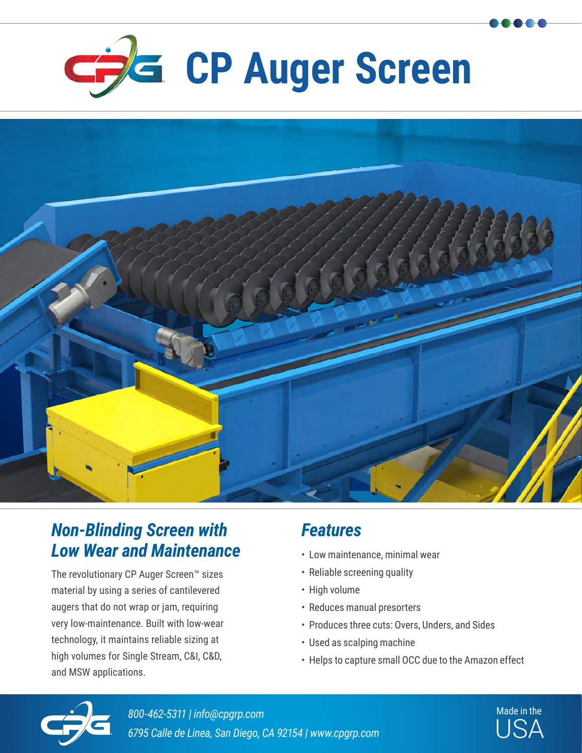# CP Auger Screen

## *Non-Blinding Screen with Low Wear and Maintenance*

The revolutionary CP Auger Screen™ sizes material by using a series of cantilevered augers that do not wrap or jam, requiring very low-maintenance. Built with low-wear technology, it maintains reliable sizing at high volumes for Single Stream, C&I, C&D, and MSW applications.

## *Features*

- Low maintenance, minimal wear
- Reliable screening quality
- High volume
- Reduces manual presorters
- Produces three cuts: Overs, Unders, and Sides
- Used as scalping machine
- Helps to capture small OCC due to the Amazon effect

*800-462-5311 | info@cpgrp.com*
*6795 Calle de Linea, San Diego, CA 92154 | www.cpgrp.com*

Made in the USA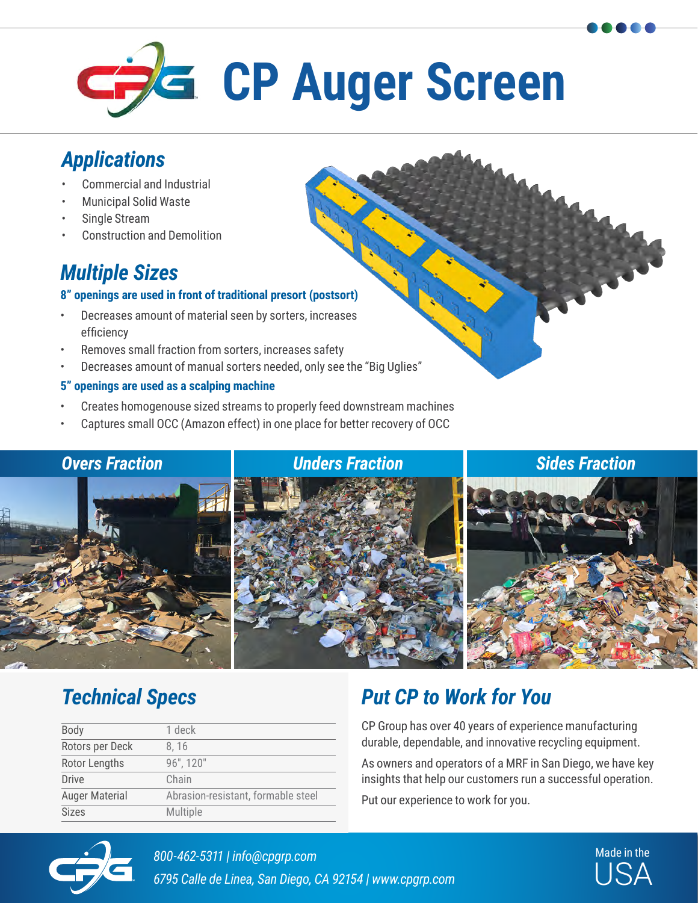# CP Auger Screen

## Applications

- Commercial and Industrial
- Municipal Solid Waste
- Single Stream
- Construction and Demolition

## Multiple Sizes

**8" openings are used in front of traditional presort (postsort)**

- Decreases amount of material seen by sorters, increases efficiency
- Removes small fraction from sorters, increases safety
- Decreases amount of manual sorters needed, only see the "Big Uglies"

**5" openings are used as a scalping machine**

- Creates homogenouse sized streams to properly feed downstream machines
- Captures small OCC (Amazon effect) in one place for better recovery of OCC

**Overs Fraction**

**Unders Fraction**

**Sides Fraction**

## Technical Specs

| | |
|---|---|
| Body | 1 deck |
| Rotors per Deck | 8, 16 |
| Rotor Lengths | 96", 120" |
| Drive | Chain |
| Auger Material | Abrasion-resistant, formable steel |
| Sizes | Multiple |

## Put CP to Work for You

CP Group has over 40 years of experience manufacturing durable, dependable, and innovative recycling equipment.

As owners and operators of a MRF in San Diego, we have key insights that help our customers run a successful operation.

Put our experience to work for you.

*800-462-5311 | info@cpgrp.com*

*6795 Calle de Linea, San Diego, CA 92154 | www.cpgrp.com*

Made in the USA